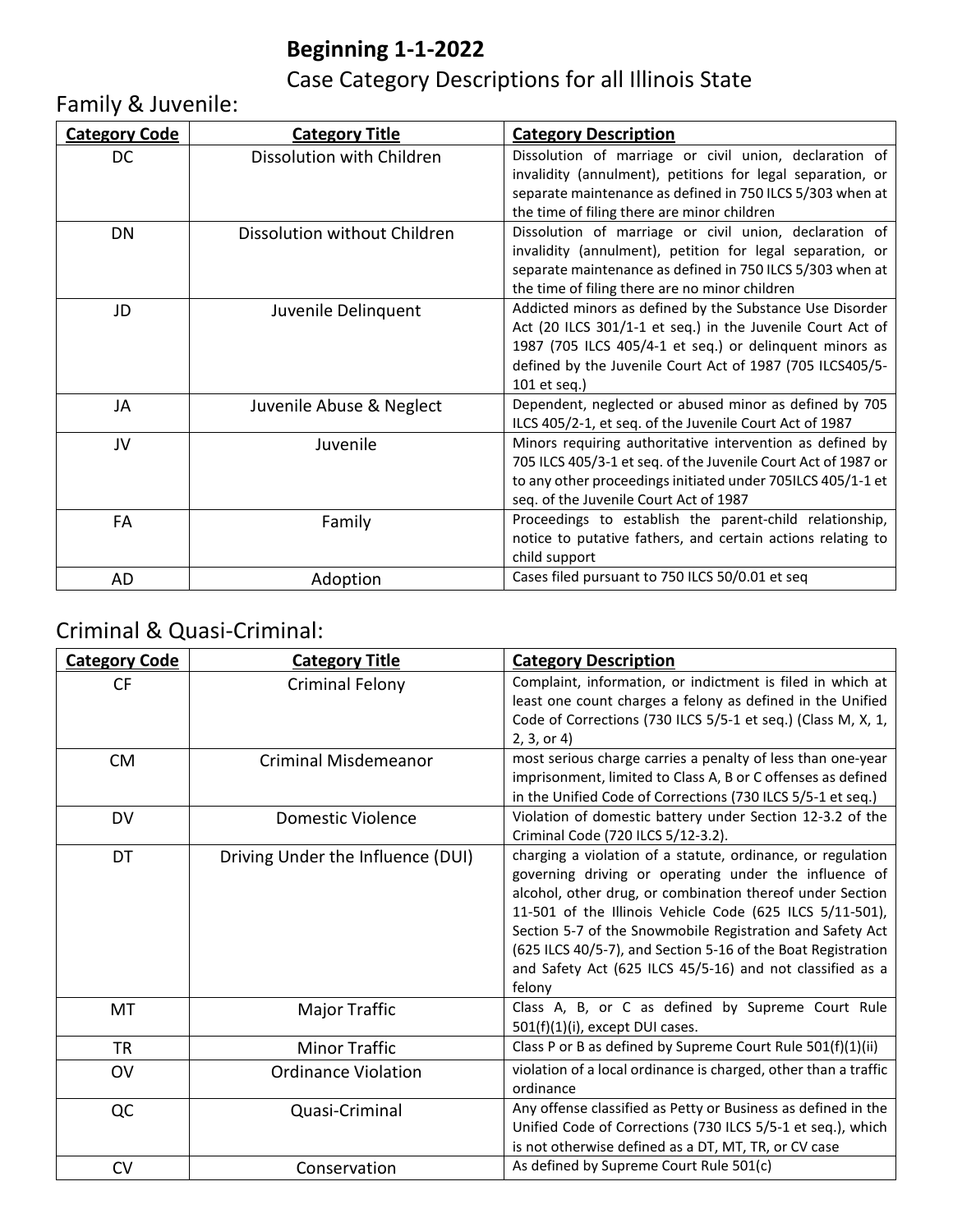# Beginning 1-1-2022

## Case Category Descriptions for all Illinois State

## Family & Juvenile:

| **Category Code** | **Category Title** | **Category Description** |
|---|---|---|
| DC | Dissolution with Children | Dissolution of marriage or civil union, declaration of invalidity (annulment), petitions for legal separation, or separate maintenance as defined in 750 ILCS 5/303 when at the time of filing there are minor children |
| DN | Dissolution without Children | Dissolution of marriage or civil union, declaration of invalidity (annulment), petition for legal separation, or separate maintenance as defined in 750 ILCS 5/303 when at the time of filing there are no minor children |
| JD | Juvenile Delinquent | Addicted minors as defined by the Substance Use Disorder Act (20 ILCS 301/1-1 et seq.) in the Juvenile Court Act of 1987 (705 ILCS 405/4-1 et seq.) or delinquent minors as defined by the Juvenile Court Act of 1987 (705 ILCS405/5-101 et seq.) |
| JA | Juvenile Abuse & Neglect | Dependent, neglected or abused minor as defined by 705 ILCS 405/2-1, et seq. of the Juvenile Court Act of 1987 |
| JV | Juvenile | Minors requiring authoritative intervention as defined by 705 ILCS 405/3-1 et seq. of the Juvenile Court Act of 1987 or to any other proceedings initiated under 705ILCS 405/1-1 et seq. of the Juvenile Court Act of 1987 |
| FA | Family | Proceedings to establish the parent-child relationship, notice to putative fathers, and certain actions relating to child support |
| AD | Adoption | Cases filed pursuant to 750 ILCS 50/0.01 et seq |

## Criminal & Quasi-Criminal:

| **Category Code** | **Category Title** | **Category Description** |
|---|---|---|
| CF | Criminal Felony | Complaint, information, or indictment is filed in which at least one count charges a felony as defined in the Unified Code of Corrections (730 ILCS 5/5-1 et seq.) (Class M, X, 1, 2, 3, or 4) |
| CM | Criminal Misdemeanor | most serious charge carries a penalty of less than one-year imprisonment, limited to Class A, B or C offenses as defined in the Unified Code of Corrections (730 ILCS 5/5-1 et seq.) |
| DV | Domestic Violence | Violation of domestic battery under Section 12-3.2 of the Criminal Code (720 ILCS 5/12-3.2). |
| DT | Driving Under the Influence (DUI) | charging a violation of a statute, ordinance, or regulation governing driving or operating under the influence of alcohol, other drug, or combination thereof under Section 11-501 of the Illinois Vehicle Code (625 ILCS 5/11-501), Section 5-7 of the Snowmobile Registration and Safety Act (625 ILCS 40/5-7), and Section 5-16 of the Boat Registration and Safety Act (625 ILCS 45/5-16) and not classified as a felony |
| MT | Major Traffic | Class A, B, or C as defined by Supreme Court Rule 501(f)(1)(i), except DUI cases. |
| TR | Minor Traffic | Class P or B as defined by Supreme Court Rule 501(f)(1)(ii) |
| OV | Ordinance Violation | violation of a local ordinance is charged, other than a traffic ordinance |
| QC | Quasi-Criminal | Any offense classified as Petty or Business as defined in the Unified Code of Corrections (730 ILCS 5/5-1 et seq.), which is not otherwise defined as a DT, MT, TR, or CV case |
| CV | Conservation | As defined by Supreme Court Rule 501(c) |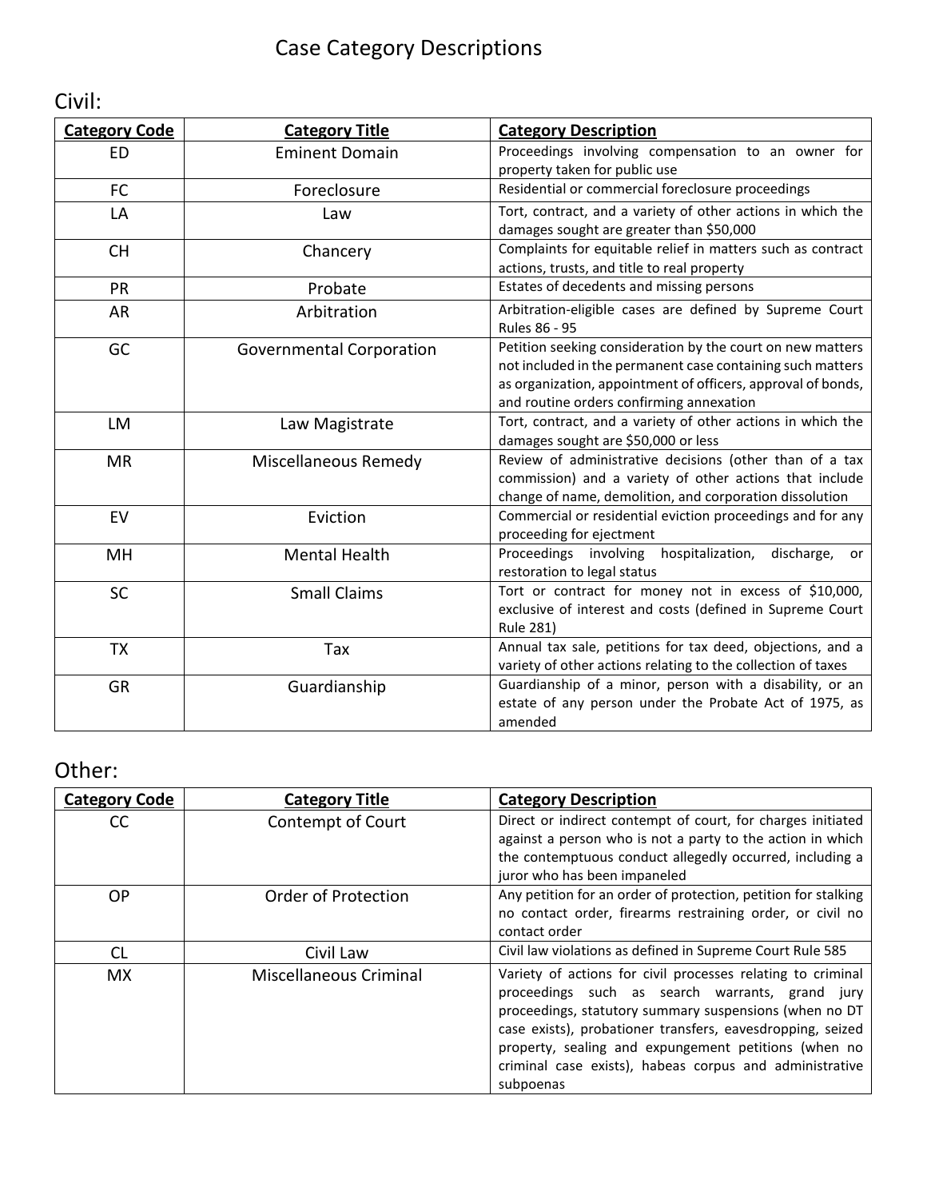# Case Category Descriptions

## Civil:

| Category Code | Category Title | Category Description |
|---|---|---|
| ED | Eminent Domain | Proceedings involving compensation to an owner for property taken for public use |
| FC | Foreclosure | Residential or commercial foreclosure proceedings |
| LA | Law | Tort, contract, and a variety of other actions in which the damages sought are greater than $50,000 |
| CH | Chancery | Complaints for equitable relief in matters such as contract actions, trusts, and title to real property |
| PR | Probate | Estates of decedents and missing persons |
| AR | Arbitration | Arbitration-eligible cases are defined by Supreme Court Rules 86 - 95 |
| GC | Governmental Corporation | Petition seeking consideration by the court on new matters not included in the permanent case containing such matters as organization, appointment of officers, approval of bonds, and routine orders confirming annexation |
| LM | Law Magistrate | Tort, contract, and a variety of other actions in which the damages sought are $50,000 or less |
| MR | Miscellaneous Remedy | Review of administrative decisions (other than of a tax commission) and a variety of other actions that include change of name, demolition, and corporation dissolution |
| EV | Eviction | Commercial or residential eviction proceedings and for any proceeding for ejectment |
| MH | Mental Health | Proceedings involving hospitalization, discharge, or restoration to legal status |
| SC | Small Claims | Tort or contract for money not in excess of $10,000, exclusive of interest and costs (defined in Supreme Court Rule 281) |
| TX | Tax | Annual tax sale, petitions for tax deed, objections, and a variety of other actions relating to the collection of taxes |
| GR | Guardianship | Guardianship of a minor, person with a disability, or an estate of any person under the Probate Act of 1975, as amended |

## Other:

| Category Code | Category Title | Category Description |
|---|---|---|
| CC | Contempt of Court | Direct or indirect contempt of court, for charges initiated against a person who is not a party to the action in which the contemptuous conduct allegedly occurred, including a juror who has been impaneled |
| OP | Order of Protection | Any petition for an order of protection, petition for stalking no contact order, firearms restraining order, or civil no contact order |
| CL | Civil Law | Civil law violations as defined in Supreme Court Rule 585 |
| MX | Miscellaneous Criminal | Variety of actions for civil processes relating to criminal proceedings such as search warrants, grand jury proceedings, statutory summary suspensions (when no DT case exists), probationer transfers, eavesdropping, seized property, sealing and expungement petitions (when no criminal case exists), habeas corpus and administrative subpoenas |